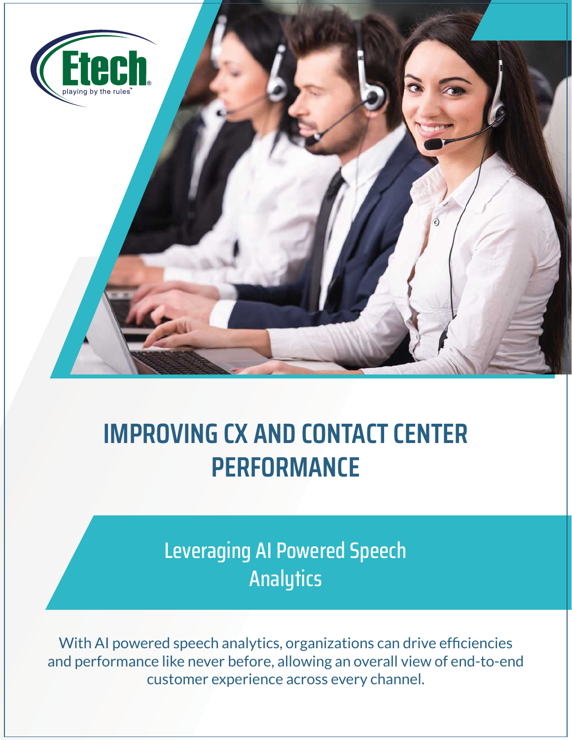Etech

playing by the rules™

# IMPROVING CX AND CONTACT CENTER PERFORMANCE

## Leveraging AI Powered Speech Analytics

With AI powered speech analytics, organizations can drive efficiencies and performance like never before, allowing an overall view of end-to-end customer experience across every channel.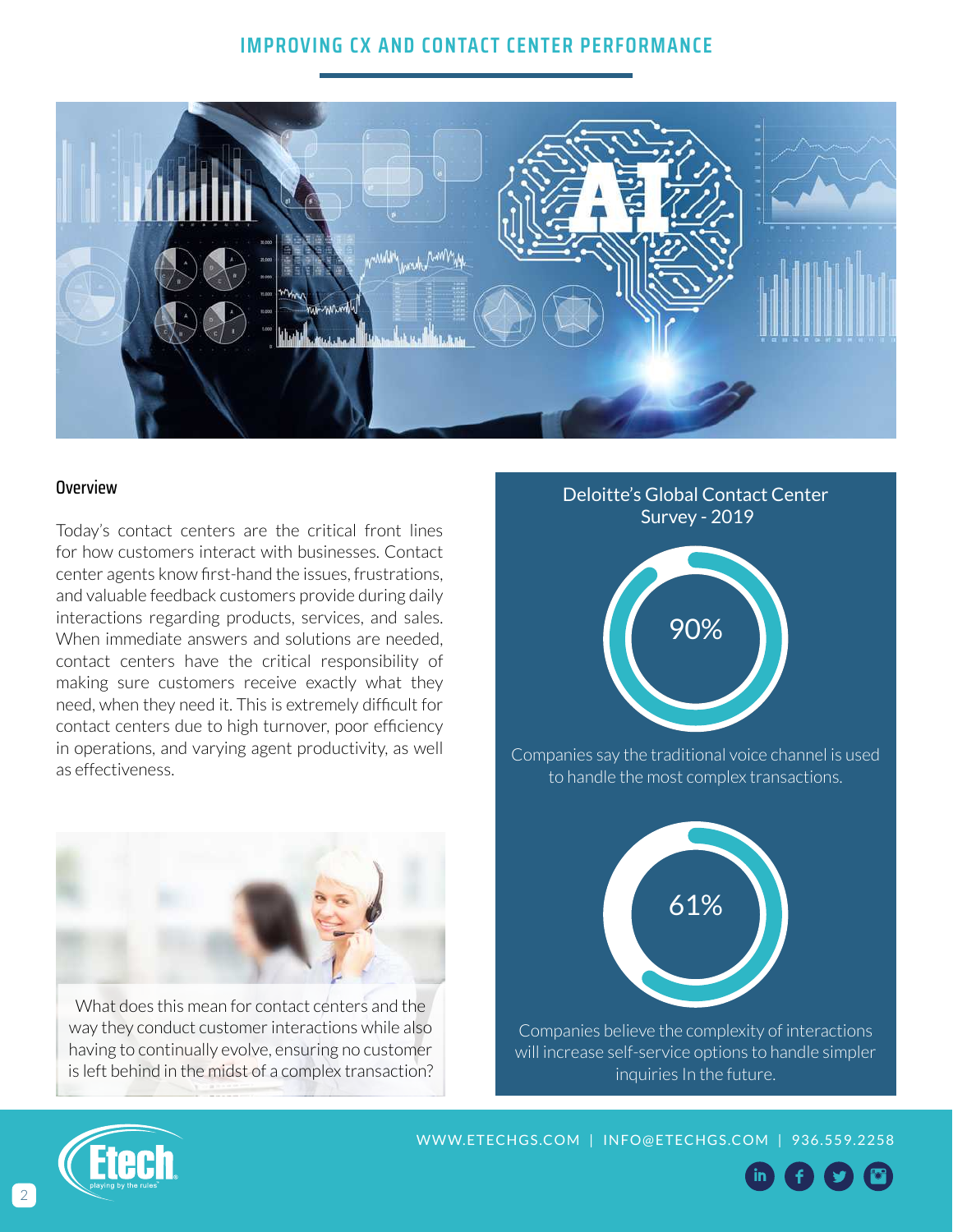# IMPROVING CX AND CONTACT CENTER PERFORMANCE

## Overview

Today's contact centers are the critical front lines for how customers interact with businesses. Contact center agents know first-hand the issues, frustrations, and valuable feedback customers provide during daily interactions regarding products, services, and sales. When immediate answers and solutions are needed, contact centers have the critical responsibility of making sure customers receive exactly what they need, when they need it. This is extremely difficult for contact centers due to high turnover, poor efficiency in operations, and varying agent productivity, as well as effectiveness.

What does this mean for contact centers and the way they conduct customer interactions while also having to continually evolve, ensuring no customer is left behind in the midst of a complex transaction?

### Deloitte's Global Contact Center Survey - 2019

**90%**

Companies say the traditional voice channel is used to handle the most complex transactions.

**61%**

Companies believe the complexity of interactions will increase self-service options to handle simpler inquiries In the future.

WWW.ETECHGS.COM | INFO@ETECHGS.COM | 936.559.2258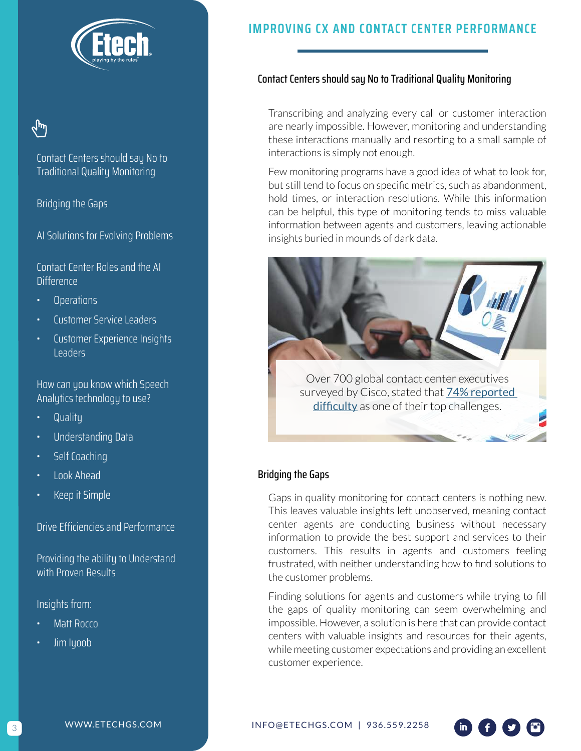## IMPROVING CX AND CONTACT CENTER PERFORMANCE

- Contact Centers should say No to Traditional Quality Monitoring
- Bridging the Gaps
- AI Solutions for Evolving Problems
- Contact Center Roles and the AI Difference
  - Operations
  - Customer Service Leaders
  - Customer Experience Insights Leaders
- How can you know which Speech Analytics technology to use?
  - Quality
  - Understanding Data
  - Self Coaching
  - Look Ahead
  - Keep it Simple
- Drive Efficiencies and Performance
- Providing the ability to Understand with Proven Results
- Insights from:
  - Matt Rocco
  - Jim Iyoob

### Contact Centers should say No to Traditional Quality Monitoring

Transcribing and analyzing every call or customer interaction are nearly impossible. However, monitoring and understanding these interactions manually and resorting to a small sample of interactions is simply not enough.

Few monitoring programs have a good idea of what to look for, but still tend to focus on specific metrics, such as abandonment, hold times, or interaction resolutions. While this information can be helpful, this type of monitoring tends to miss valuable information between agents and customers, leaving actionable insights buried in mounds of dark data.

Over 700 global contact center executives surveyed by Cisco, stated that 74% reported difficulty as one of their top challenges.

### Bridging the Gaps

Gaps in quality monitoring for contact centers is nothing new. This leaves valuable insights left unobserved, meaning contact center agents are conducting business without necessary information to provide the best support and services to their customers. This results in agents and customers feeling frustrated, with neither understanding how to find solutions to the customer problems.

Finding solutions for agents and customers while trying to fill the gaps of quality monitoring can seem overwhelming and impossible. However, a solution is here that can provide contact centers with valuable insights and resources for their agents, while meeting customer expectations and providing an excellent customer experience.

WWW.ETECHGS.COM INFO@ETECHGS.COM | 936.559.2258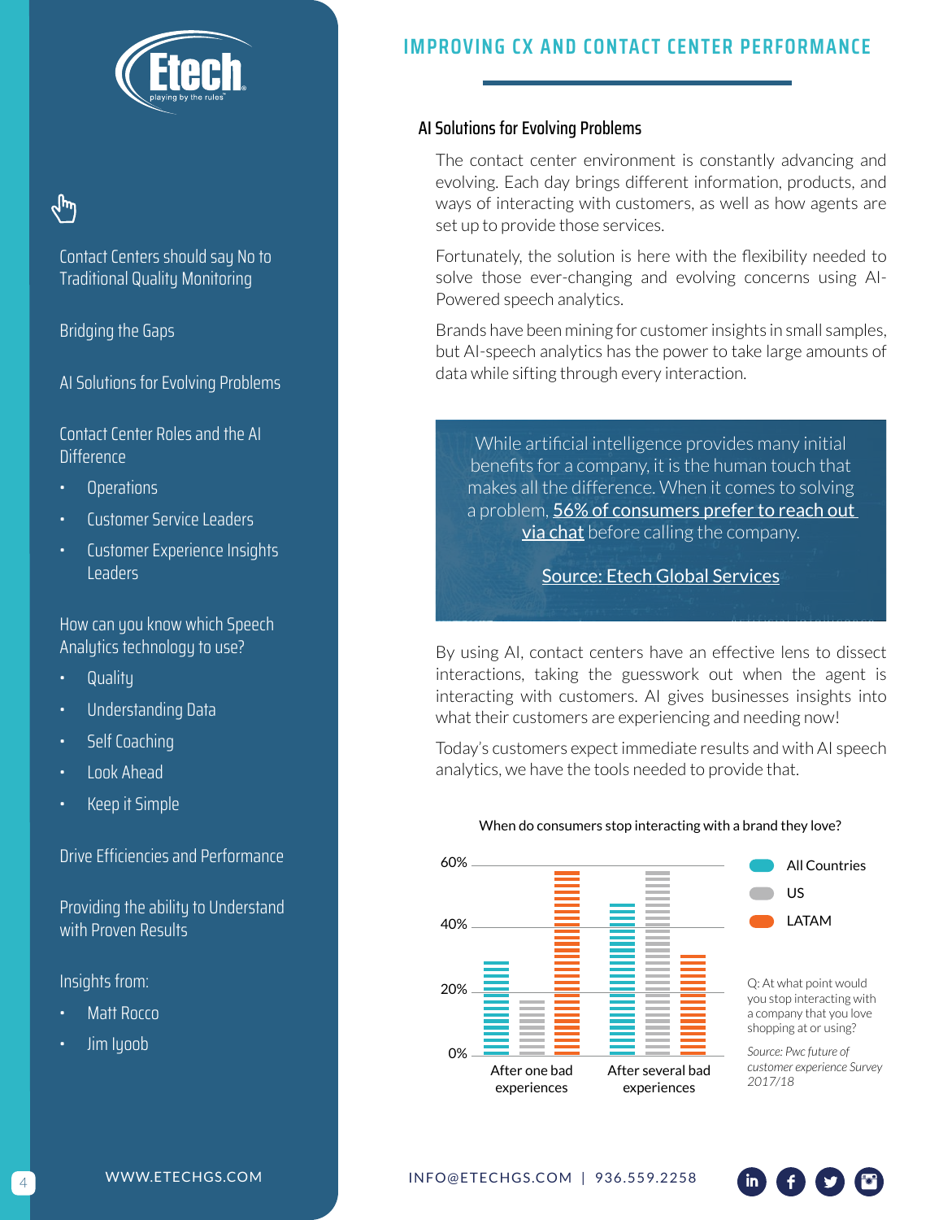## IMPROVING CX AND CONTACT CENTER PERFORMANCE

- Contact Centers should say No to Traditional Quality Monitoring
- Bridging the Gaps
- AI Solutions for Evolving Problems
- Contact Center Roles and the AI Difference
  - Operations
  - Customer Service Leaders
  - Customer Experience Insights Leaders
- How can you know which Speech Analytics technology to use?
  - Quality
  - Understanding Data
  - Self Coaching
  - Look Ahead
  - Keep it Simple
- Drive Efficiencies and Performance
- Providing the ability to Understand with Proven Results
- Insights from:
  - Matt Rocco
  - Jim Iyoob

### AI Solutions for Evolving Problems

The contact center environment is constantly advancing and evolving. Each day brings different information, products, and ways of interacting with customers, as well as how agents are set up to provide those services.

Fortunately, the solution is here with the flexibility needed to solve those ever-changing and evolving concerns using AI-Powered speech analytics.

Brands have been mining for customer insights in small samples, but AI-speech analytics has the power to take large amounts of data while sifting through every interaction.

> While artificial intelligence provides many initial benefits for a company, it is the human touch that makes all the difference. When it comes to solving a problem, 56% of consumers prefer to reach out via chat before calling the company.
>
> Source: Etech Global Services

By using AI, contact centers have an effective lens to dissect interactions, taking the guesswork out when the agent is interacting with customers. AI gives businesses insights into what their customers are experiencing and needing now!

Today's customers expect immediate results and with AI speech analytics, we have the tools needed to provide that.

**When do consumers stop interacting with a brand they love?**

| | All Countries | US | LATAM |
|---|---|---|---|
| After one bad experiences | ~32% | ~18% | ~60% |
| After several bad experiences | ~49% | ~60% | ~33% |

Q: At what point would you stop interacting with a company that you love shopping at or using?

*Source: Pwc future of customer experience Survey 2017/18*

WWW.ETECHGS.COM | INFO@ETECHGS.COM | 936.559.2258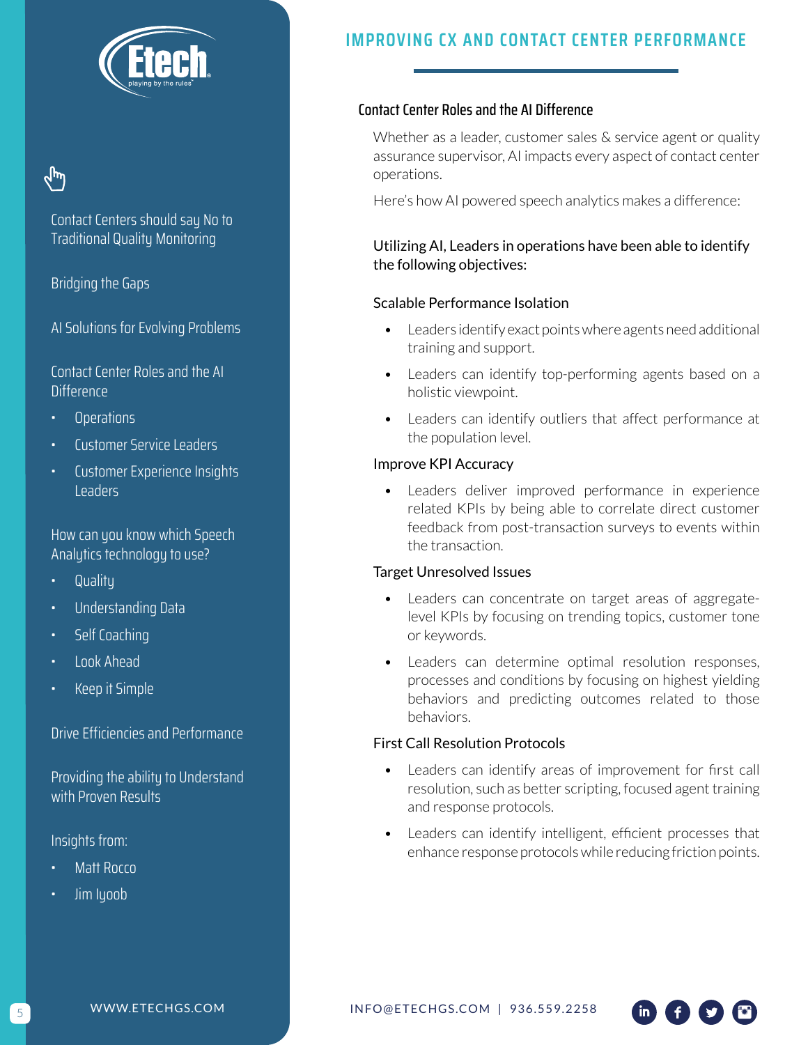Contact Centers should say No to Traditional Quality Monitoring

Bridging the Gaps

AI Solutions for Evolving Problems

Contact Center Roles and the AI Difference

- Operations
- Customer Service Leaders
- Customer Experience Insights Leaders

How can you know which Speech Analytics technology to use?

- Quality
- Understanding Data
- Self Coaching
- Look Ahead
- Keep it Simple

Drive Efficiencies and Performance

Providing the ability to Understand with Proven Results

Insights from:

- Matt Rocco
- Jim Iyoob

## Contact Center Roles and the AI Difference

Whether as a leader, customer sales & service agent or quality assurance supervisor, AI impacts every aspect of contact center operations.

Here's how AI powered speech analytics makes a difference:

### Utilizing AI, Leaders in operations have been able to identify the following objectives:

#### Scalable Performance Isolation

- Leaders identify exact points where agents need additional training and support.
- Leaders can identify top-performing agents based on a holistic viewpoint.
- Leaders can identify outliers that affect performance at the population level.

#### Improve KPI Accuracy

- Leaders deliver improved performance in experience related KPIs by being able to correlate direct customer feedback from post-transaction surveys to events within the transaction.

#### Target Unresolved Issues

- Leaders can concentrate on target areas of aggregate-level KPIs by focusing on trending topics, customer tone or keywords.
- Leaders can determine optimal resolution responses, processes and conditions by focusing on highest yielding behaviors and predicting outcomes related to those behaviors.

#### First Call Resolution Protocols

- Leaders can identify areas of improvement for first call resolution, such as better scripting, focused agent training and response protocols.
- Leaders can identify intelligent, efficient processes that enhance response protocols while reducing friction points.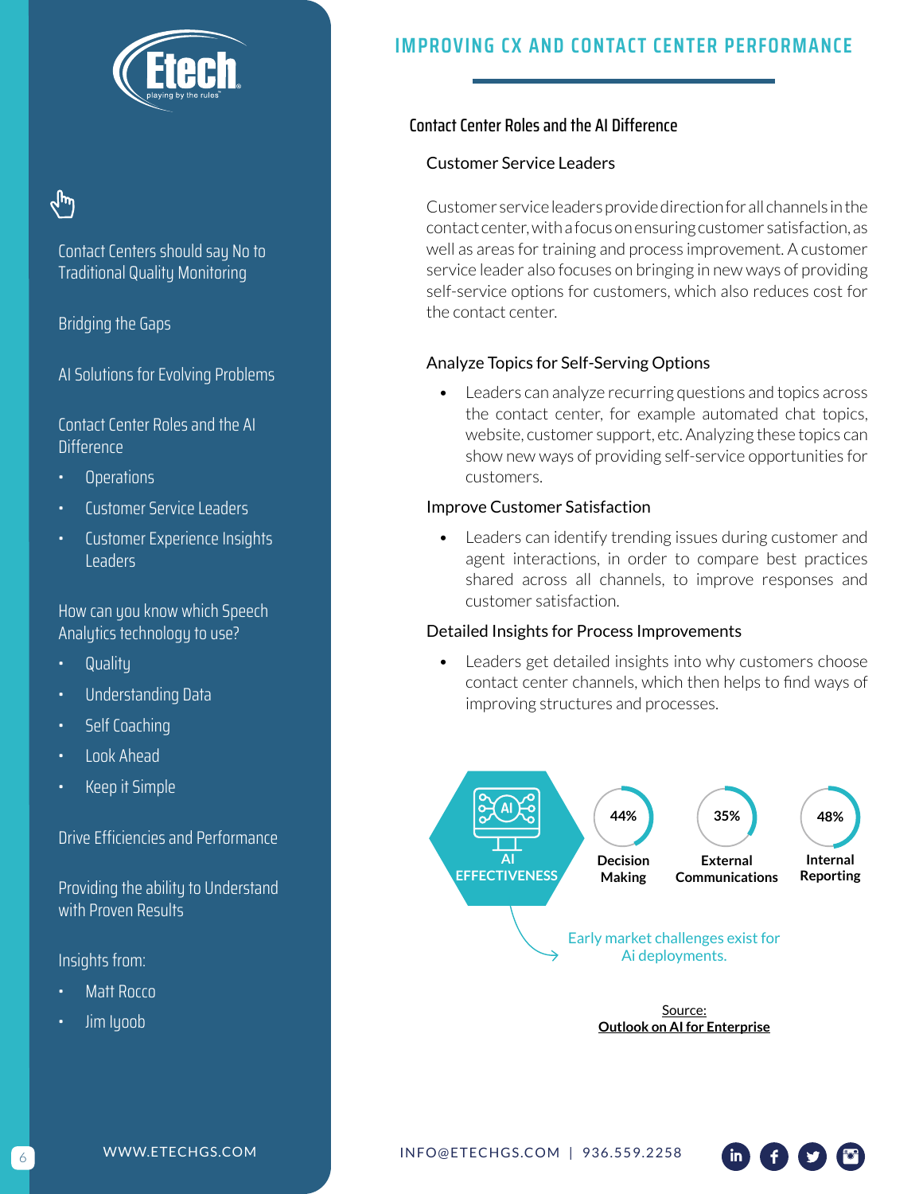## IMPROVING CX AND CONTACT CENTER PERFORMANCE

Contact Centers should say No to Traditional Quality Monitoring

Bridging the Gaps

AI Solutions for Evolving Problems

Contact Center Roles and the AI Difference

- Operations
- Customer Service Leaders
- Customer Experience Insights Leaders

How can you know which Speech Analytics technology to use?

- Quality
- Understanding Data
- Self Coaching
- Look Ahead
- Keep it Simple

Drive Efficiencies and Performance

Providing the ability to Understand with Proven Results

Insights from:

- Matt Rocco
- Jim Iyoob

### Contact Center Roles and the AI Difference

#### Customer Service Leaders

Customer service leaders provide direction for all channels in the contact center, with a focus on ensuring customer satisfaction, as well as areas for training and process improvement. A customer service leader also focuses on bringing in new ways of providing self-service options for customers, which also reduces cost for the contact center.

#### Analyze Topics for Self-Serving Options

- Leaders can analyze recurring questions and topics across the contact center, for example automated chat topics, website, customer support, etc. Analyzing these topics can show new ways of providing self-service opportunities for customers.

#### Improve Customer Satisfaction

- Leaders can identify trending issues during customer and agent interactions, in order to compare best practices shared across all channels, to improve responses and customer satisfaction.

#### Detailed Insights for Process Improvements

- Leaders get detailed insights into why customers choose contact center channels, which then helps to find ways of improving structures and processes.

**AI EFFECTIVENESS**

| 44% | 35% | 48% |
|---|---|---|
| Decision Making | External Communications | Internal Reporting |

Early market challenges exist for Ai deployments.

Source:
**Outlook on AI for Enterprise**

WWW.ETECHGS.COM

INFO@ETECHGS.COM | 936.559.2258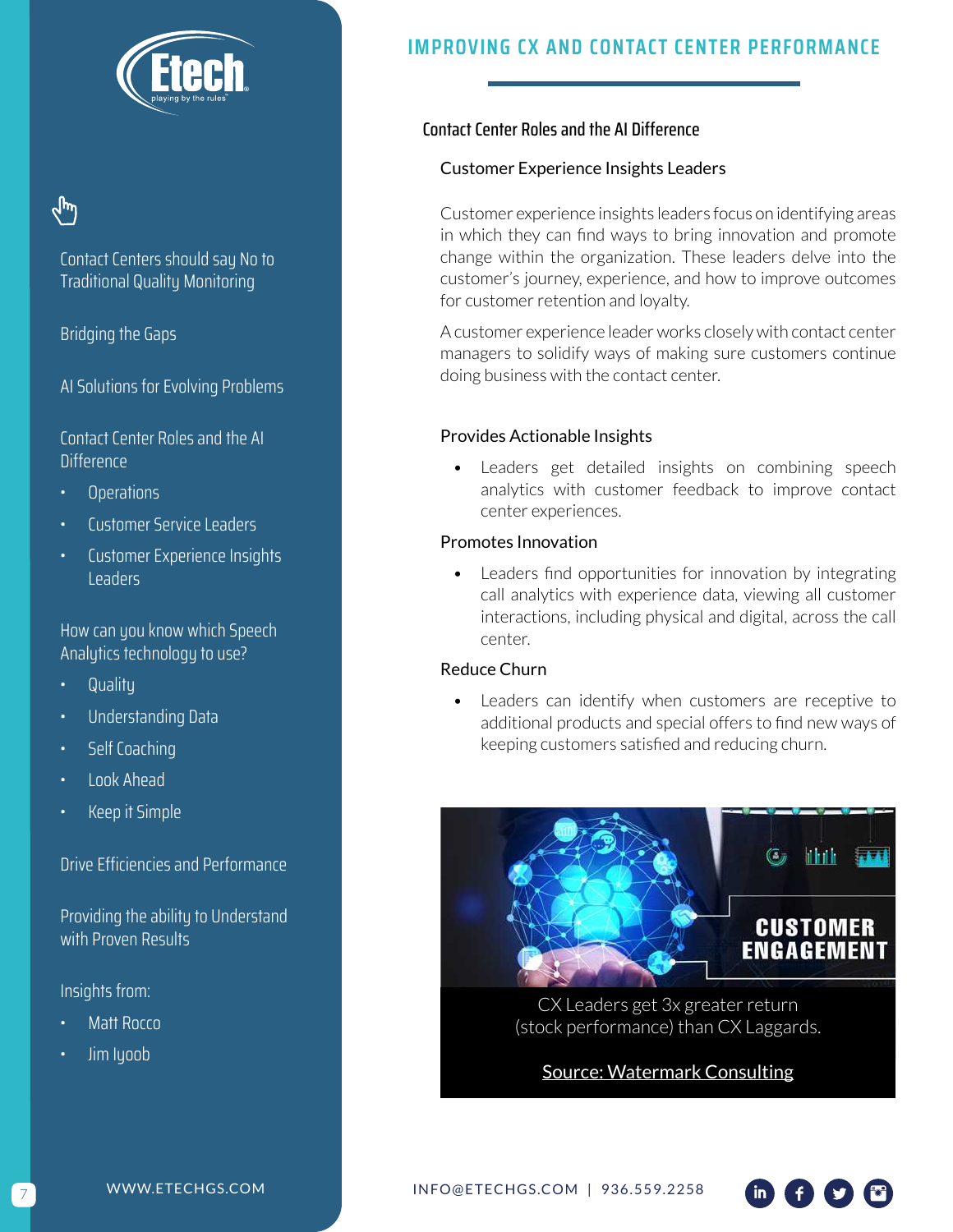# IMPROVING CX AND CONTACT CENTER PERFORMANCE

Contact Centers should say No to Traditional Quality Monitoring

Bridging the Gaps

AI Solutions for Evolving Problems

Contact Center Roles and the AI Difference

- Operations
- Customer Service Leaders
- Customer Experience Insights Leaders

How can you know which Speech Analytics technology to use?

- Quality
- Understanding Data
- Self Coaching
- Look Ahead
- Keep it Simple

Drive Efficiencies and Performance

Providing the ability to Understand with Proven Results

Insights from:

- Matt Rocco
- Jim Iyoob

## Contact Center Roles and the AI Difference

### Customer Experience Insights Leaders

Customer experience insights leaders focus on identifying areas in which they can find ways to bring innovation and promote change within the organization. These leaders delve into the customer's journey, experience, and how to improve outcomes for customer retention and loyalty.

A customer experience leader works closely with contact center managers to solidify ways of making sure customers continue doing business with the contact center.

#### Provides Actionable Insights

- Leaders get detailed insights on combining speech analytics with customer feedback to improve contact center experiences.

#### Promotes Innovation

- Leaders find opportunities for innovation by integrating call analytics with experience data, viewing all customer interactions, including physical and digital, across the call center.

#### Reduce Churn

- Leaders can identify when customers are receptive to additional products and special offers to find new ways of keeping customers satisfied and reducing churn.

CUSTOMER ENGAGEMENT

CX Leaders get 3x greater return (stock performance) than CX Laggards.

Source: Watermark Consulting

WWW.ETECHGS.COM

INFO@ETECHGS.COM | 936.559.2258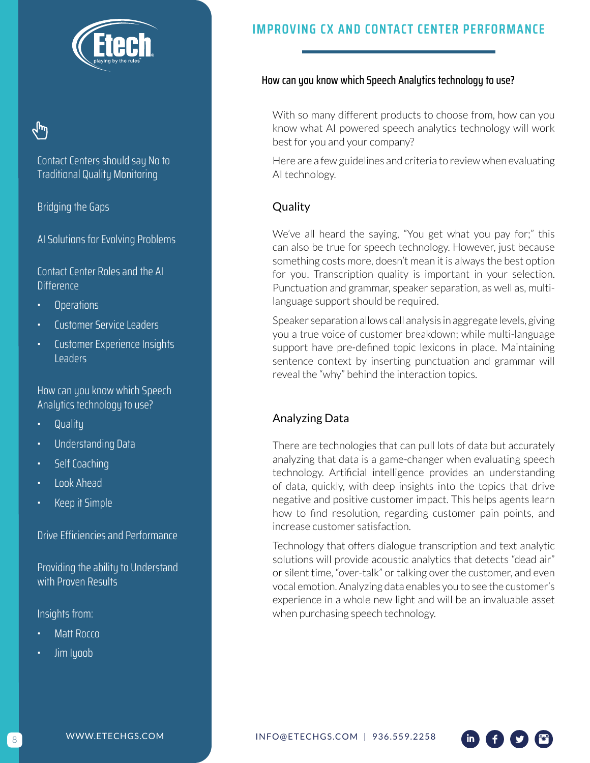## How can you know which Speech Analytics technology to use?

With so many different products to choose from, how can you know what AI powered speech analytics technology will work best for you and your company?

Here are a few guidelines and criteria to review when evaluating AI technology.

### Quality

We've all heard the saying, "You get what you pay for;" this can also be true for speech technology. However, just because something costs more, doesn't mean it is always the best option for you. Transcription quality is important in your selection. Punctuation and grammar, speaker separation, as well as, multi-language support should be required.

Speaker separation allows call analysis in aggregate levels, giving you a true voice of customer breakdown; while multi-language support have pre-defined topic lexicons in place. Maintaining sentence context by inserting punctuation and grammar will reveal the "why" behind the interaction topics.

### Analyzing Data

There are technologies that can pull lots of data but accurately analyzing that data is a game-changer when evaluating speech technology. Artificial intelligence provides an understanding of data, quickly, with deep insights into the topics that drive negative and positive customer impact. This helps agents learn how to find resolution, regarding customer pain points, and increase customer satisfaction.

Technology that offers dialogue transcription and text analytic solutions will provide acoustic analytics that detects "dead air" or silent time, "over-talk" or talking over the customer, and even vocal emotion. Analyzing data enables you to see the customer's experience in a whole new light and will be an invaluable asset when purchasing speech technology.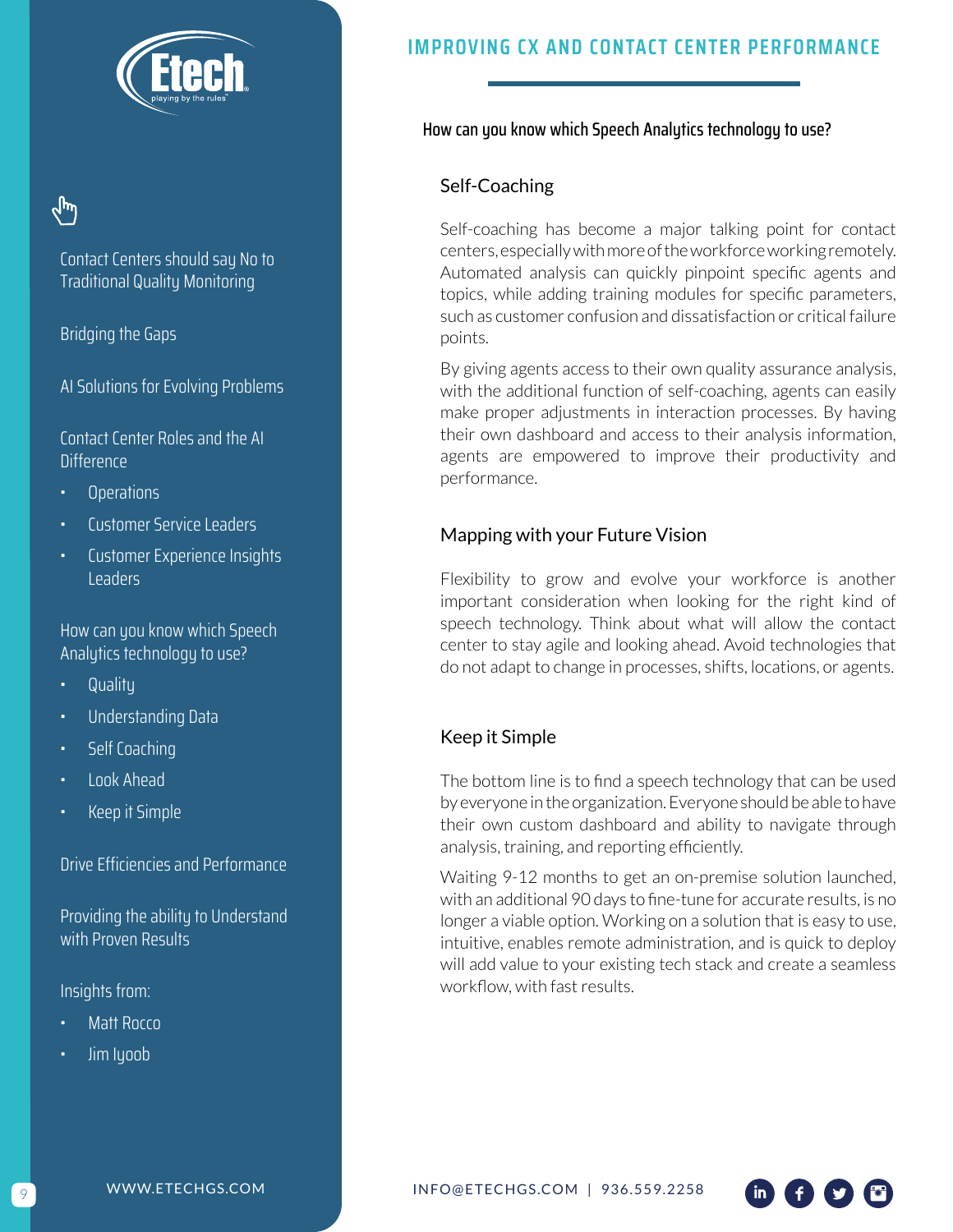Contact Centers should say No to Traditional Quality Monitoring

Bridging the Gaps

AI Solutions for Evolving Problems

Contact Center Roles and the AI Difference

- Operations
- Customer Service Leaders
- Customer Experience Insights Leaders

How can you know which Speech Analytics technology to use?

- Quality
- Understanding Data
- Self Coaching
- Look Ahead
- Keep it Simple

Drive Efficiencies and Performance

Providing the ability to Understand with Proven Results

Insights from:

- Matt Rocco
- Jim Iyoob

## IMPROVING CX AND CONTACT CENTER PERFORMANCE

### How can you know which Speech Analytics technology to use?

#### Self-Coaching

Self-coaching has become a major talking point for contact centers, especially with more of the workforce working remotely. Automated analysis can quickly pinpoint specific agents and topics, while adding training modules for specific parameters, such as customer confusion and dissatisfaction or critical failure points.

By giving agents access to their own quality assurance analysis, with the additional function of self-coaching, agents can easily make proper adjustments in interaction processes. By having their own dashboard and access to their analysis information, agents are empowered to improve their productivity and performance.

#### Mapping with your Future Vision

Flexibility to grow and evolve your workforce is another important consideration when looking for the right kind of speech technology. Think about what will allow the contact center to stay agile and looking ahead. Avoid technologies that do not adapt to change in processes, shifts, locations, or agents.

#### Keep it Simple

The bottom line is to find a speech technology that can be used by everyone in the organization. Everyone should be able to have their own custom dashboard and ability to navigate through analysis, training, and reporting efficiently.

Waiting 9-12 months to get an on-premise solution launched, with an additional 90 days to fine-tune for accurate results, is no longer a viable option. Working on a solution that is easy to use, intuitive, enables remote administration, and is quick to deploy will add value to your existing tech stack and create a seamless workflow, with fast results.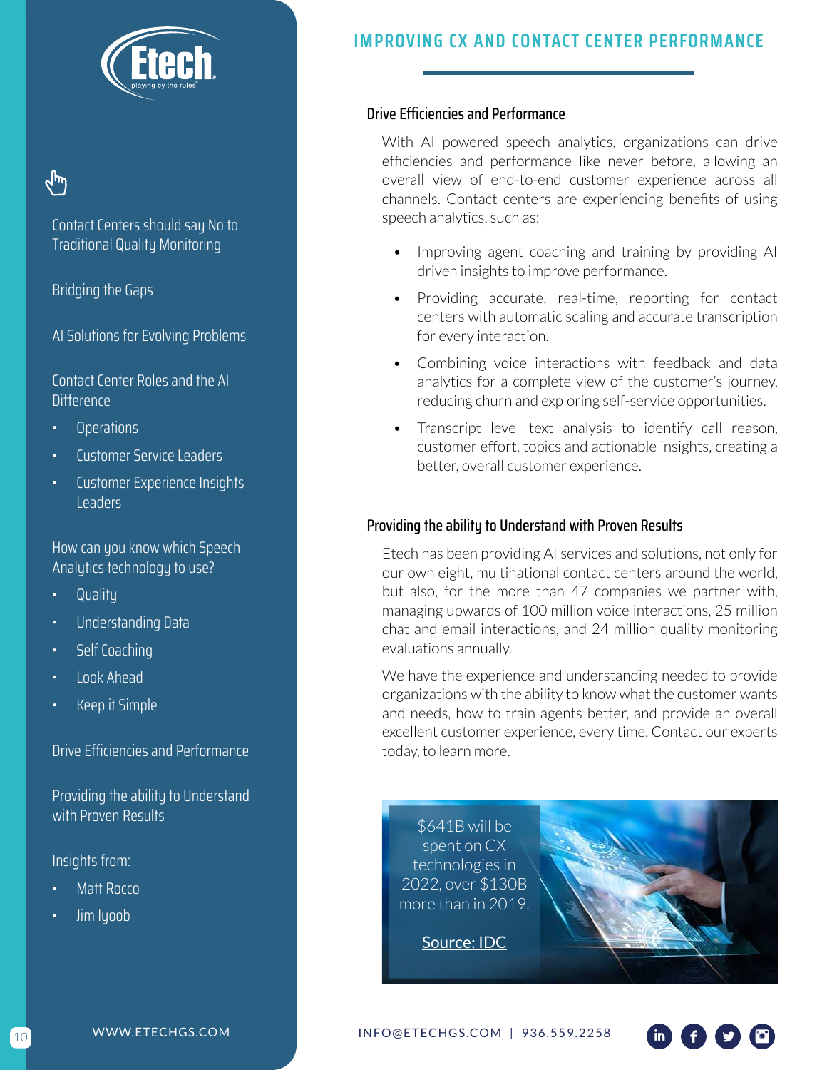# IMPROVING CX AND CONTACT CENTER PERFORMANCE

Contact Centers should say No to Traditional Quality Monitoring

Bridging the Gaps

AI Solutions for Evolving Problems

Contact Center Roles and the AI Difference

- Operations
- Customer Service Leaders
- Customer Experience Insights Leaders

How can you know which Speech Analytics technology to use?

- Quality
- Understanding Data
- Self Coaching
- Look Ahead
- Keep it Simple

Drive Efficiencies and Performance

Providing the ability to Understand with Proven Results

Insights from:

- Matt Rocco
- Jim Iyoob

## Drive Efficiencies and Performance

With AI powered speech analytics, organizations can drive efficiencies and performance like never before, allowing an overall view of end-to-end customer experience across all channels. Contact centers are experiencing benefits of using speech analytics, such as:

- Improving agent coaching and training by providing AI driven insights to improve performance.
- Providing accurate, real-time, reporting for contact centers with automatic scaling and accurate transcription for every interaction.
- Combining voice interactions with feedback and data analytics for a complete view of the customer's journey, reducing churn and exploring self-service opportunities.
- Transcript level text analysis to identify call reason, customer effort, topics and actionable insights, creating a better, overall customer experience.

## Providing the ability to Understand with Proven Results

Etech has been providing AI services and solutions, not only for our own eight, multinational contact centers around the world, but also, for the more than 47 companies we partner with, managing upwards of 100 million voice interactions, 25 million chat and email interactions, and 24 million quality monitoring evaluations annually.

We have the experience and understanding needed to provide organizations with the ability to know what the customer wants and needs, how to train agents better, and provide an overall excellent customer experience, every time. Contact our experts today, to learn more.

$641B will be spent on CX technologies in 2022, over $130B more than in 2019.

Source: IDC

WWW.ETECHGS.COM

INFO@ETECHGS.COM | 936.559.2258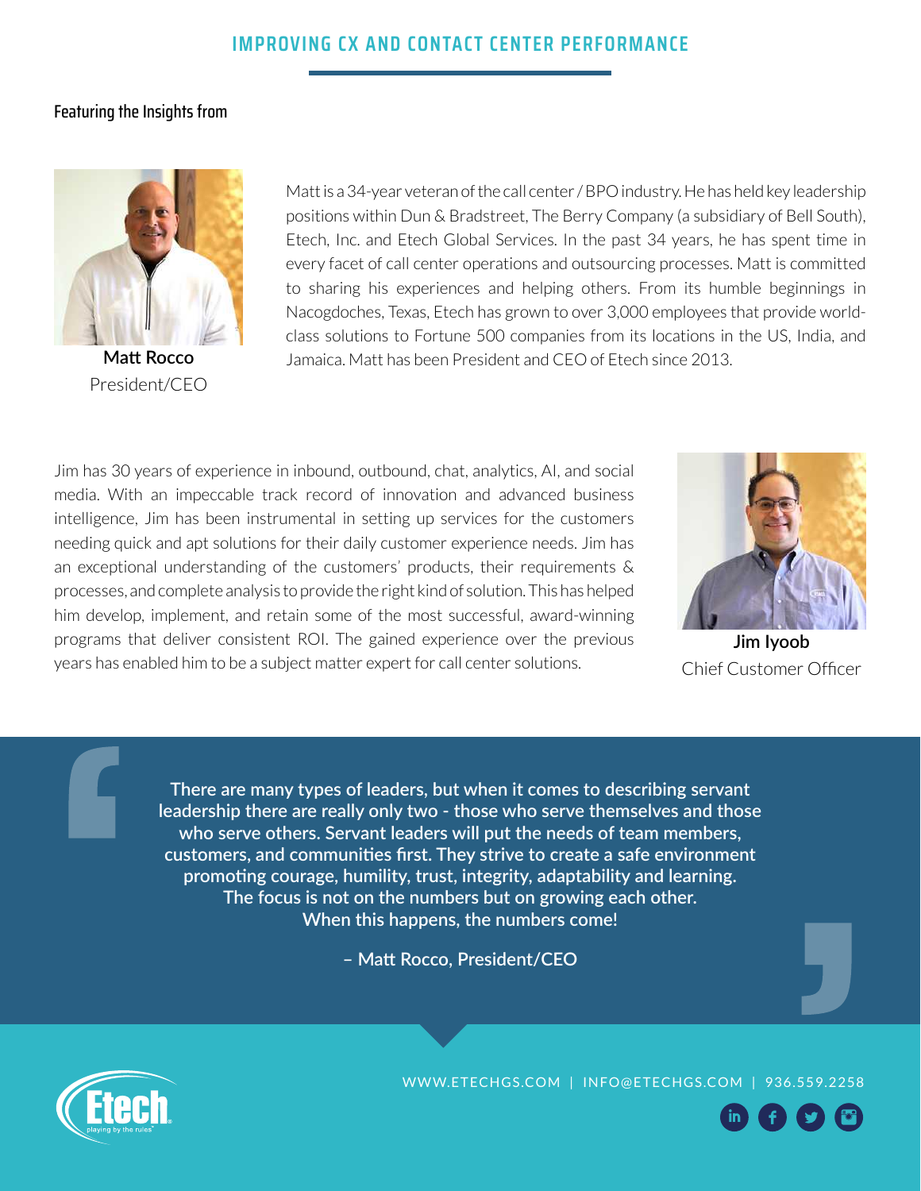## IMPROVING CX AND CONTACT CENTER PERFORMANCE

Featuring the Insights from

**Matt Rocco**
President/CEO

Matt is a 34-year veteran of the call center / BPO industry. He has held key leadership positions within Dun & Bradstreet, The Berry Company (a subsidiary of Bell South), Etech, Inc. and Etech Global Services. In the past 34 years, he has spent time in every facet of call center operations and outsourcing processes. Matt is committed to sharing his experiences and helping others. From its humble beginnings in Nacogdoches, Texas, Etech has grown to over 3,000 employees that provide world-class solutions to Fortune 500 companies from its locations in the US, India, and Jamaica. Matt has been President and CEO of Etech since 2013.

Jim has 30 years of experience in inbound, outbound, chat, analytics, AI, and social media. With an impeccable track record of innovation and advanced business intelligence, Jim has been instrumental in setting up services for the customers needing quick and apt solutions for their daily customer experience needs. Jim has an exceptional understanding of the customers' products, their requirements & processes, and complete analysis to provide the right kind of solution. This has helped him develop, implement, and retain some of the most successful, award-winning programs that deliver consistent ROI. The gained experience over the previous years has enabled him to be a subject matter expert for call center solutions.

**Jim Iyoob**
Chief Customer Officer

> **There are many types of leaders, but when it comes to describing servant leadership there are really only two - those who serve themselves and those who serve others. Servant leaders will put the needs of team members, customers, and communities first. They strive to create a safe environment promoting courage, humility, trust, integrity, adaptability and learning. The focus is not on the numbers but on growing each other. When this happens, the numbers come!**
>
> **– Matt Rocco, President/CEO**

WWW.ETECHGS.COM | INFO@ETECHGS.COM | 936.559.2258